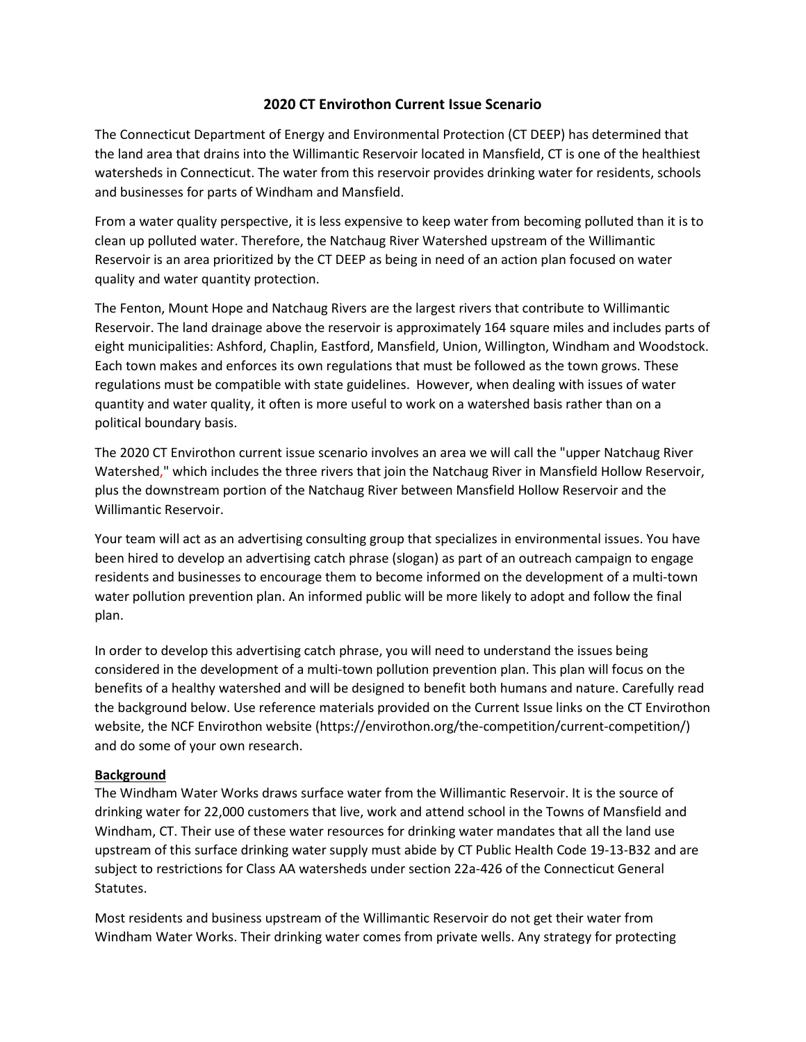# 2020 CT Envirothon Current Issue Scenario

The Connecticut Department of Energy and Environmental Protection (CT DEEP) has determined that the land area that drains into the Willimantic Reservoir located in Mansfield, CT is one of the healthiest watersheds in Connecticut. The water from this reservoir provides drinking water for residents, schools and businesses for parts of Windham and Mansfield.

From a water quality perspective, it is less expensive to keep water from becoming polluted than it is to clean up polluted water. Therefore, the Natchaug River Watershed upstream of the Willimantic Reservoir is an area prioritized by the CT DEEP as being in need of an action plan focused on water quality and water quantity protection.

The Fenton, Mount Hope and Natchaug Rivers are the largest rivers that contribute to Willimantic Reservoir. The land drainage above the reservoir is approximately 164 square miles and includes parts of eight municipalities: Ashford, Chaplin, Eastford, Mansfield, Union, Willington, Windham and Woodstock. Each town makes and enforces its own regulations that must be followed as the town grows. These regulations must be compatible with state guidelines. However, when dealing with issues of water quantity and water quality, it often is more useful to work on a watershed basis rather than on a political boundary basis.

The 2020 CT Envirothon current issue scenario involves an area we will call the "upper Natchaug River Watershed," which includes the three rivers that join the Natchaug River in Mansfield Hollow Reservoir, plus the downstream portion of the Natchaug River between Mansfield Hollow Reservoir and the Willimantic Reservoir.

Your team will act as an advertising consulting group that specializes in environmental issues. You have been hired to develop an advertising catch phrase (slogan) as part of an outreach campaign to engage residents and businesses to encourage them to become informed on the development of a multi-town water pollution prevention plan. An informed public will be more likely to adopt and follow the final plan.

In order to develop this advertising catch phrase, you will need to understand the issues being considered in the development of a multi-town pollution prevention plan. This plan will focus on the benefits of a healthy watershed and will be designed to benefit both humans and nature. Carefully read the background below. Use reference materials provided on the Current Issue links on the CT Envirothon website, the NCF Envirothon website (https://envirothon.org/the-competition/current-competition/) and do some of your own research.

## Background

The Windham Water Works draws surface water from the Willimantic Reservoir. It is the source of drinking water for 22,000 customers that live, work and attend school in the Towns of Mansfield and Windham, CT. Their use of these water resources for drinking water mandates that all the land use upstream of this surface drinking water supply must abide by CT Public Health Code 19-13-B32 and are subject to restrictions for Class AA watersheds under section 22a-426 of the Connecticut General Statutes.

Most residents and business upstream of the Willimantic Reservoir do not get their water from Windham Water Works. Their drinking water comes from private wells. Any strategy for protecting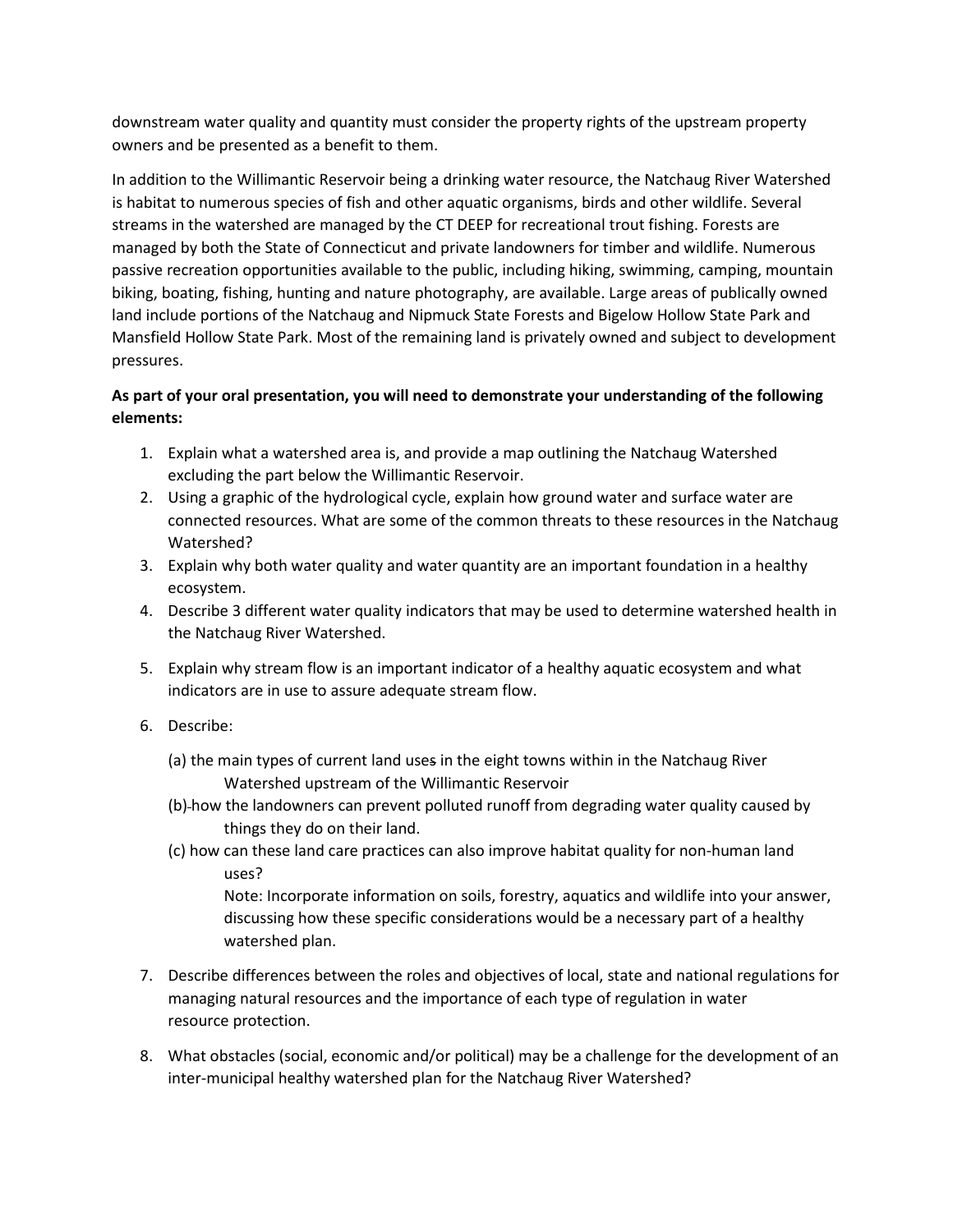downstream water quality and quantity must consider the property rights of the upstream property owners and be presented as a benefit to them.

In addition to the Willimantic Reservoir being a drinking water resource, the Natchaug River Watershed is habitat to numerous species of fish and other aquatic organisms, birds and other wildlife. Several streams in the watershed are managed by the CT DEEP for recreational trout fishing. Forests are managed by both the State of Connecticut and private landowners for timber and wildlife. Numerous passive recreation opportunities available to the public, including hiking, swimming, camping, mountain biking, boating, fishing, hunting and nature photography, are available. Large areas of publically owned land include portions of the Natchaug and Nipmuck State Forests and Bigelow Hollow State Park and Mansfield Hollow State Park. Most of the remaining land is privately owned and subject to development pressures.

**As part of your oral presentation, you will need to demonstrate your understanding of the following elements:**

1. Explain what a watershed area is, and provide a map outlining the Natchaug Watershed excluding the part below the Willimantic Reservoir.
2. Using a graphic of the hydrological cycle, explain how ground water and surface water are connected resources. What are some of the common threats to these resources in the Natchaug Watershed?
3. Explain why both water quality and water quantity are an important foundation in a healthy ecosystem.
4. Describe 3 different water quality indicators that may be used to determine watershed health in the Natchaug River Watershed.
5. Explain why stream flow is an important indicator of a healthy aquatic ecosystem and what indicators are in use to assure adequate stream flow.
6. Describe:

   (a) the main types of current land uses in the eight towns within in the Natchaug River Watershed upstream of the Willimantic Reservoir

   (b) how the landowners can prevent polluted runoff from degrading water quality caused by things they do on their land.

   (c) how can these land care practices can also improve habitat quality for non-human land uses?

   Note: Incorporate information on soils, forestry, aquatics and wildlife into your answer, discussing how these specific considerations would be a necessary part of a healthy watershed plan.

7. Describe differences between the roles and objectives of local, state and national regulations for managing natural resources and the importance of each type of regulation in water resource protection.
8. What obstacles (social, economic and/or political) may be a challenge for the development of an inter-municipal healthy watershed plan for the Natchaug River Watershed?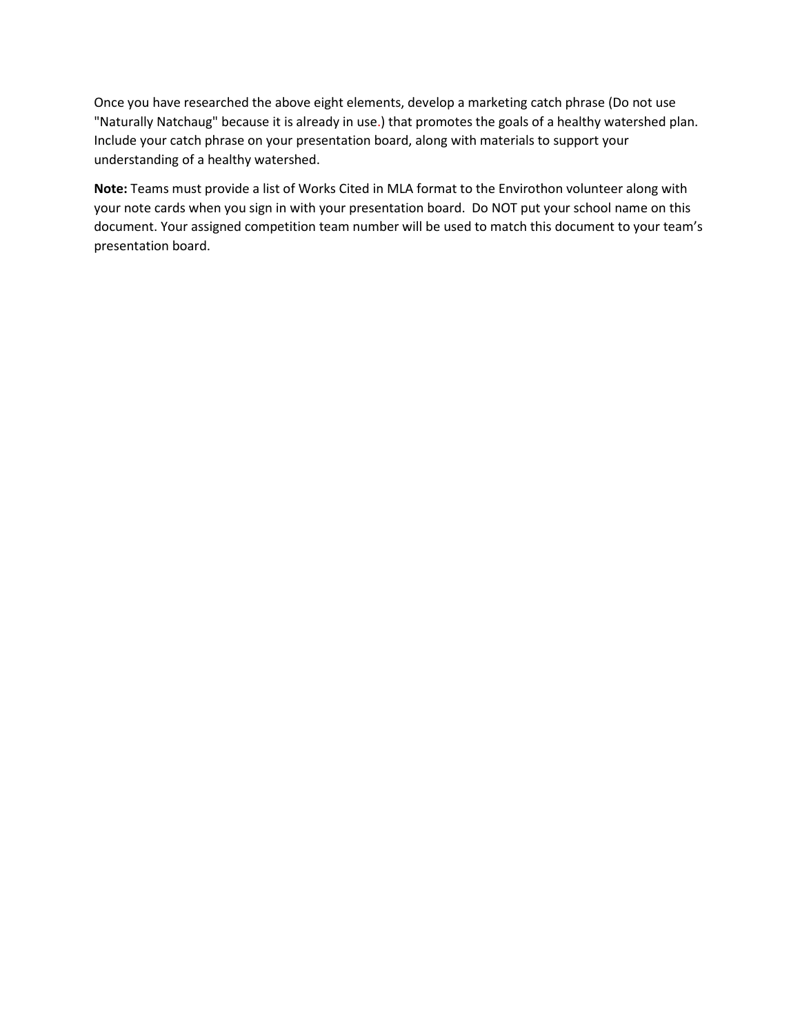Once you have researched the above eight elements, develop a marketing catch phrase (Do not use "Naturally Natchaug" because it is already in use.) that promotes the goals of a healthy watershed plan. Include your catch phrase on your presentation board, along with materials to support your understanding of a healthy watershed.

**Note:** Teams must provide a list of Works Cited in MLA format to the Envirothon volunteer along with your note cards when you sign in with your presentation board. Do NOT put your school name on this document. Your assigned competition team number will be used to match this document to your team's presentation board.